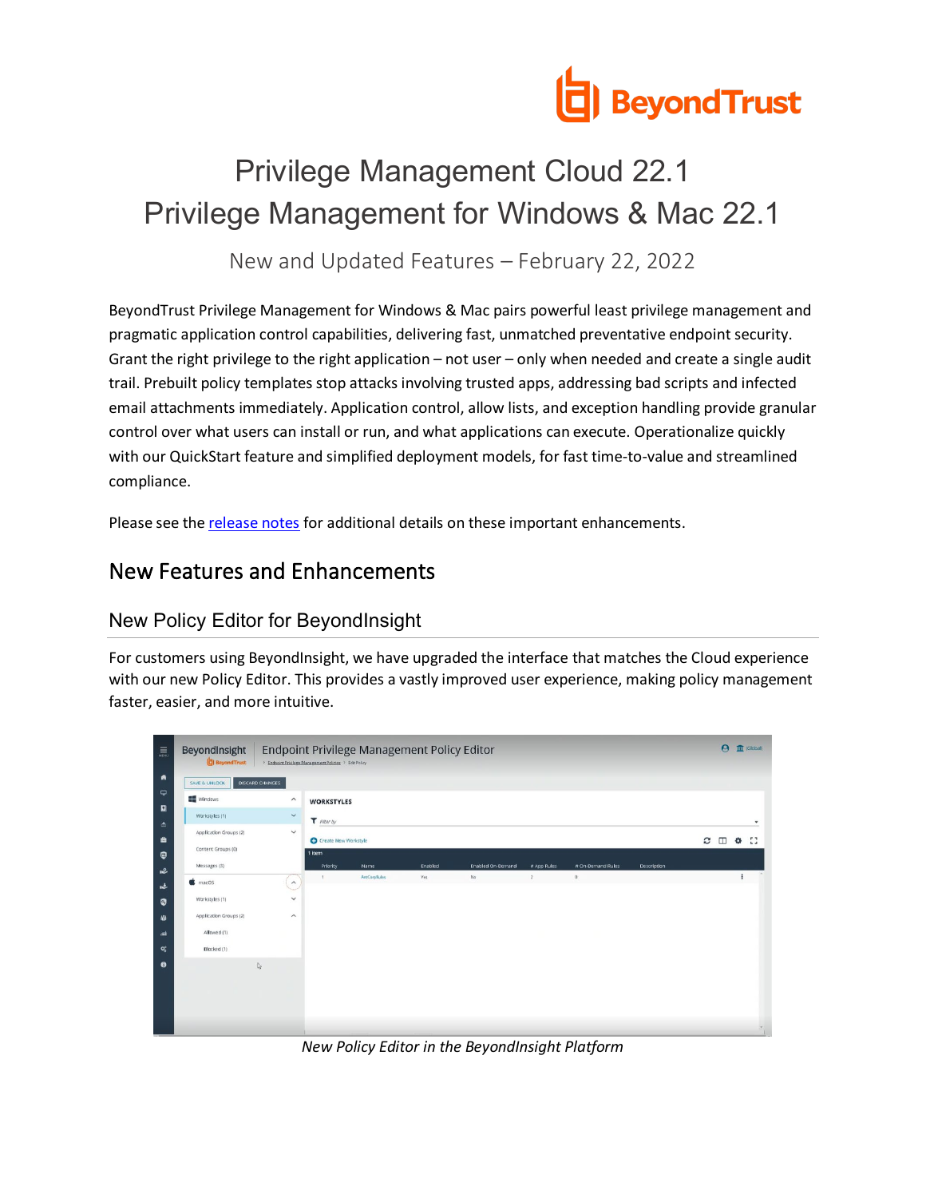# Privilege Management Cloud 22.1
# Privilege Management for Windows & Mac 22.1

New and Updated Features – February 22, 2022

BeyondTrust Privilege Management for Windows & Mac pairs powerful least privilege management and pragmatic application control capabilities, delivering fast, unmatched preventative endpoint security. Grant the right privilege to the right application – not user – only when needed and create a single audit trail. Prebuilt policy templates stop attacks involving trusted apps, addressing bad scripts and infected email attachments immediately. Application control, allow lists, and exception handling provide granular control over what users can install or run, and what applications can execute. Operationalize quickly with our QuickStart feature and simplified deployment models, for fast time-to-value and streamlined compliance.

Please see the release notes for additional details on these important enhancements.

## New Features and Enhancements

### New Policy Editor for BeyondInsight

For customers using BeyondInsight, we have upgraded the interface that matches the Cloud experience with our new Policy Editor. This provides a vastly improved user experience, making policy management faster, easier, and more intuitive.

*New Policy Editor in the BeyondInsight Platform*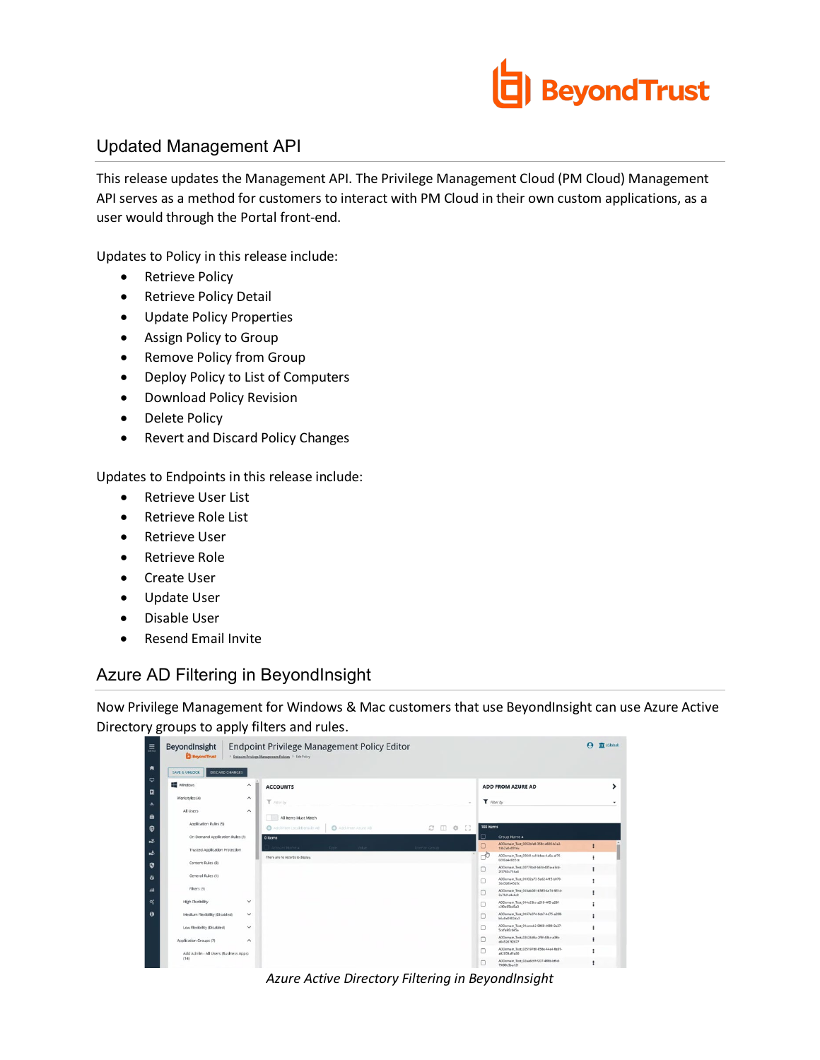## Updated Management API

This release updates the Management API. The Privilege Management Cloud (PM Cloud) Management API serves as a method for customers to interact with PM Cloud in their own custom applications, as a user would through the Portal front-end.

Updates to Policy in this release include:

- Retrieve Policy
- Retrieve Policy Detail
- Update Policy Properties
- Assign Policy to Group
- Remove Policy from Group
- Deploy Policy to List of Computers
- Download Policy Revision
- Delete Policy
- Revert and Discard Policy Changes

Updates to Endpoints in this release include:

- Retrieve User List
- Retrieve Role List
- Retrieve User
- Retrieve Role
- Create User
- Update User
- Disable User
- Resend Email Invite

## Azure AD Filtering in BeyondInsight

Now Privilege Management for Windows & Mac customers that use BeyondInsight can use Azure Active Directory groups to apply filters and rules.

*Azure Active Directory Filtering in BeyondInsight*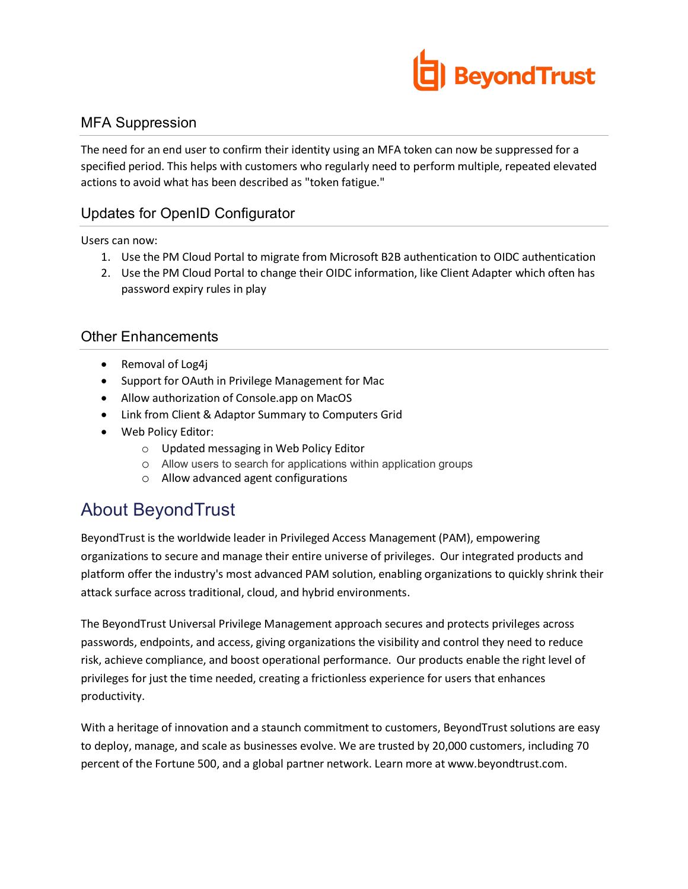## MFA Suppression

The need for an end user to confirm their identity using an MFA token can now be suppressed for a specified period. This helps with customers who regularly need to perform multiple, repeated elevated actions to avoid what has been described as "token fatigue."

## Updates for OpenID Configurator

Users can now:

1. Use the PM Cloud Portal to migrate from Microsoft B2B authentication to OIDC authentication
2. Use the PM Cloud Portal to change their OIDC information, like Client Adapter which often has password expiry rules in play

## Other Enhancements

- Removal of Log4j
- Support for OAuth in Privilege Management for Mac
- Allow authorization of Console.app on MacOS
- Link from Client & Adaptor Summary to Computers Grid
- Web Policy Editor:
  - Updated messaging in Web Policy Editor
  - Allow users to search for applications within application groups
  - Allow advanced agent configurations

# About BeyondTrust

BeyondTrust is the worldwide leader in Privileged Access Management (PAM), empowering organizations to secure and manage their entire universe of privileges. Our integrated products and platform offer the industry's most advanced PAM solution, enabling organizations to quickly shrink their attack surface across traditional, cloud, and hybrid environments.

The BeyondTrust Universal Privilege Management approach secures and protects privileges across passwords, endpoints, and access, giving organizations the visibility and control they need to reduce risk, achieve compliance, and boost operational performance. Our products enable the right level of privileges for just the time needed, creating a frictionless experience for users that enhances productivity.

With a heritage of innovation and a staunch commitment to customers, BeyondTrust solutions are easy to deploy, manage, and scale as businesses evolve. We are trusted by 20,000 customers, including 70 percent of the Fortune 500, and a global partner network. Learn more at www.beyondtrust.com.